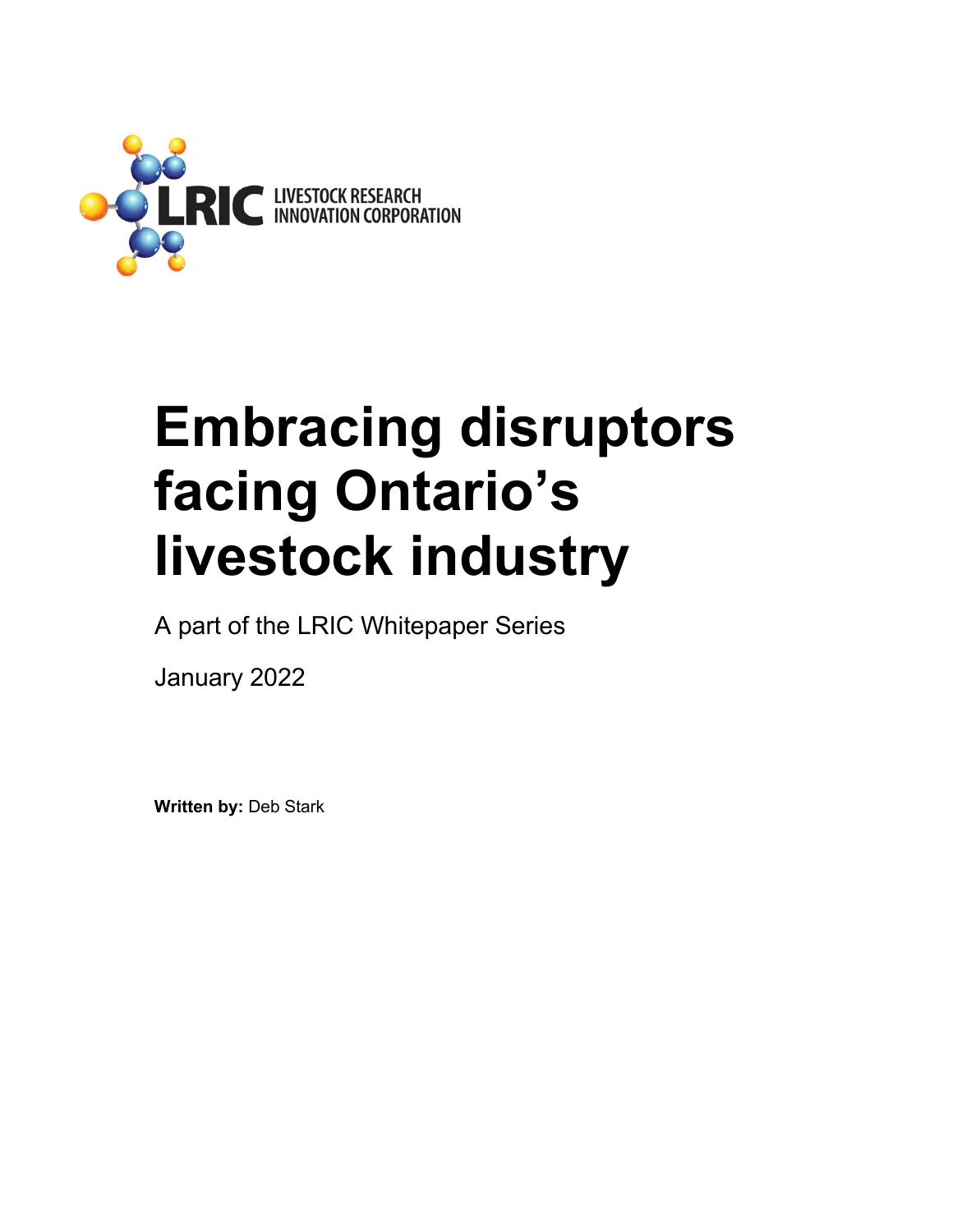LRIC LIVESTOCK RESEARCH INNOVATION CORPORATION

# Embracing disruptors facing Ontario's livestock industry

A part of the LRIC Whitepaper Series

January 2022

**Written by:** Deb Stark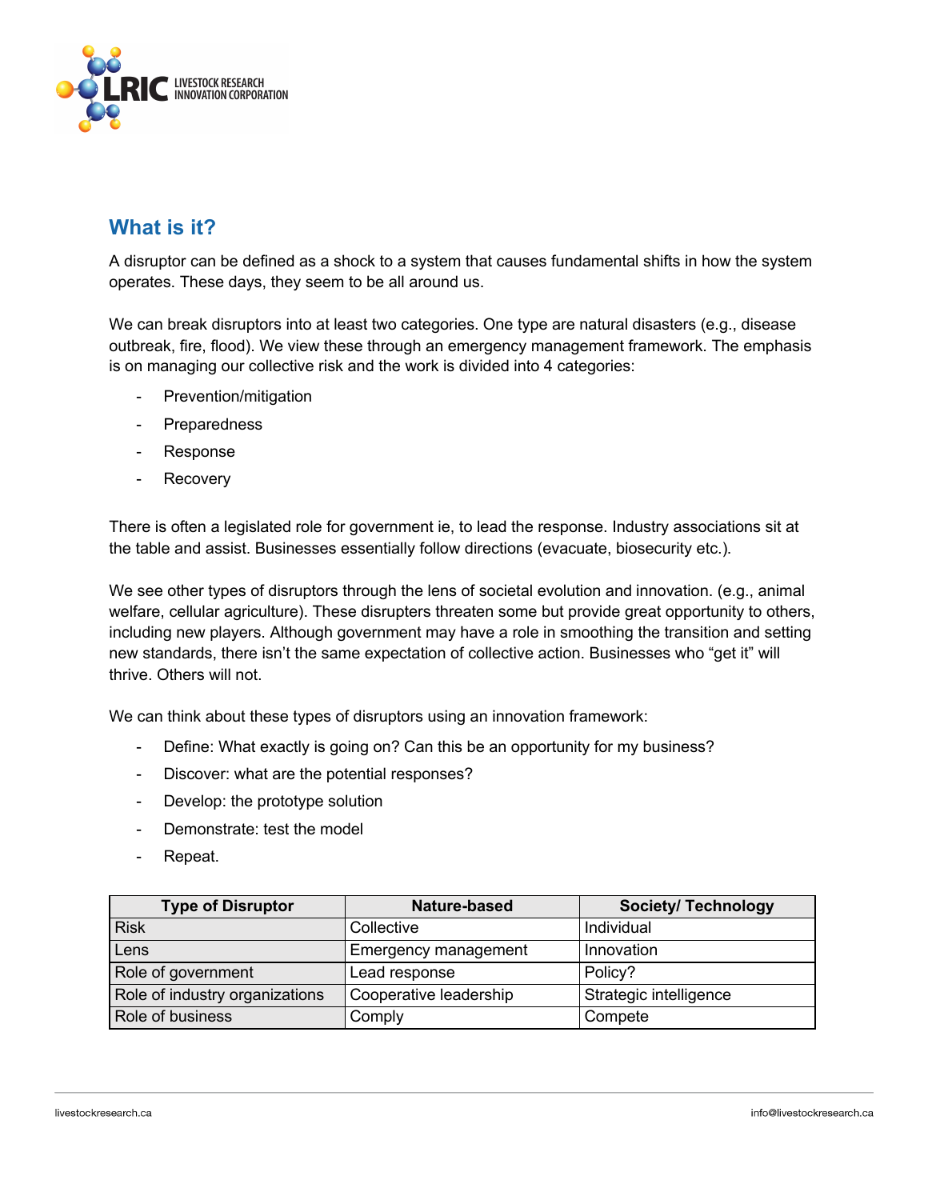## What is it?

A disruptor can be defined as a shock to a system that causes fundamental shifts in how the system operates. These days, they seem to be all around us.

We can break disruptors into at least two categories. One type are natural disasters (e.g., disease outbreak, fire, flood). We view these through an emergency management framework. The emphasis is on managing our collective risk and the work is divided into 4 categories:

- Prevention/mitigation
- Preparedness
- Response
- Recovery

There is often a legislated role for government ie, to lead the response. Industry associations sit at the table and assist. Businesses essentially follow directions (evacuate, biosecurity etc.).

We see other types of disruptors through the lens of societal evolution and innovation. (e.g., animal welfare, cellular agriculture). These disrupters threaten some but provide great opportunity to others, including new players. Although government may have a role in smoothing the transition and setting new standards, there isn't the same expectation of collective action. Businesses who "get it" will thrive. Others will not.

We can think about these types of disruptors using an innovation framework:

- Define: What exactly is going on? Can this be an opportunity for my business?
- Discover: what are the potential responses?
- Develop: the prototype solution
- Demonstrate: test the model
- Repeat.

| Type of Disruptor | Nature-based | Society/ Technology |
|---|---|---|
| Risk | Collective | Individual |
| Lens | Emergency management | Innovation |
| Role of government | Lead response | Policy? |
| Role of industry organizations | Cooperative leadership | Strategic intelligence |
| Role of business | Comply | Compete |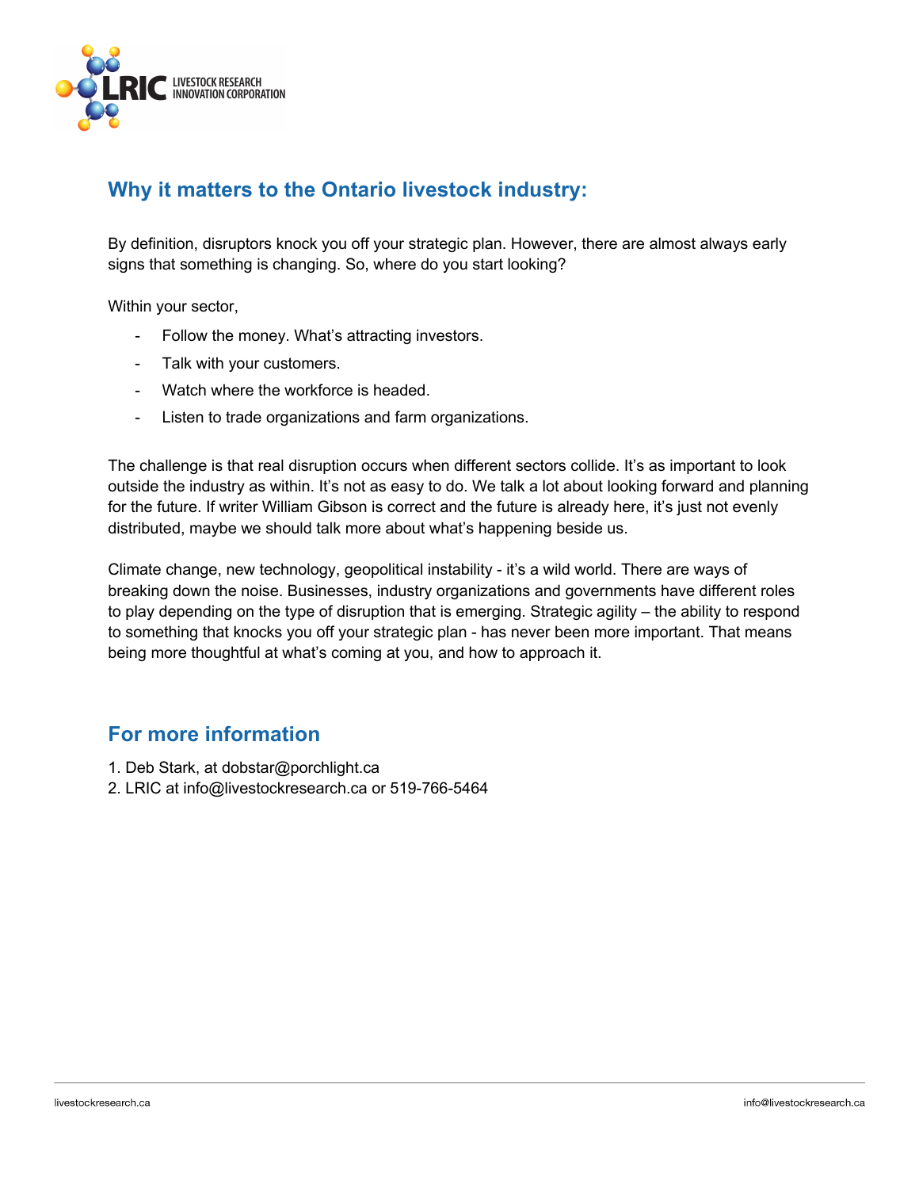## Why it matters to the Ontario livestock industry:

By definition, disruptors knock you off your strategic plan. However, there are almost always early signs that something is changing. So, where do you start looking?

Within your sector,

- Follow the money. What's attracting investors.
- Talk with your customers.
- Watch where the workforce is headed.
- Listen to trade organizations and farm organizations.

The challenge is that real disruption occurs when different sectors collide. It's as important to look outside the industry as within. It's not as easy to do. We talk a lot about looking forward and planning for the future. If writer William Gibson is correct and the future is already here, it's just not evenly distributed, maybe we should talk more about what's happening beside us.

Climate change, new technology, geopolitical instability - it's a wild world. There are ways of breaking down the noise. Businesses, industry organizations and governments have different roles to play depending on the type of disruption that is emerging. Strategic agility – the ability to respond to something that knocks you off your strategic plan - has never been more important. That means being more thoughtful at what's coming at you, and how to approach it.

## For more information

1. Deb Stark, at dobstar@porchlight.ca
2. LRIC at info@livestockresearch.ca or 519-766-5464